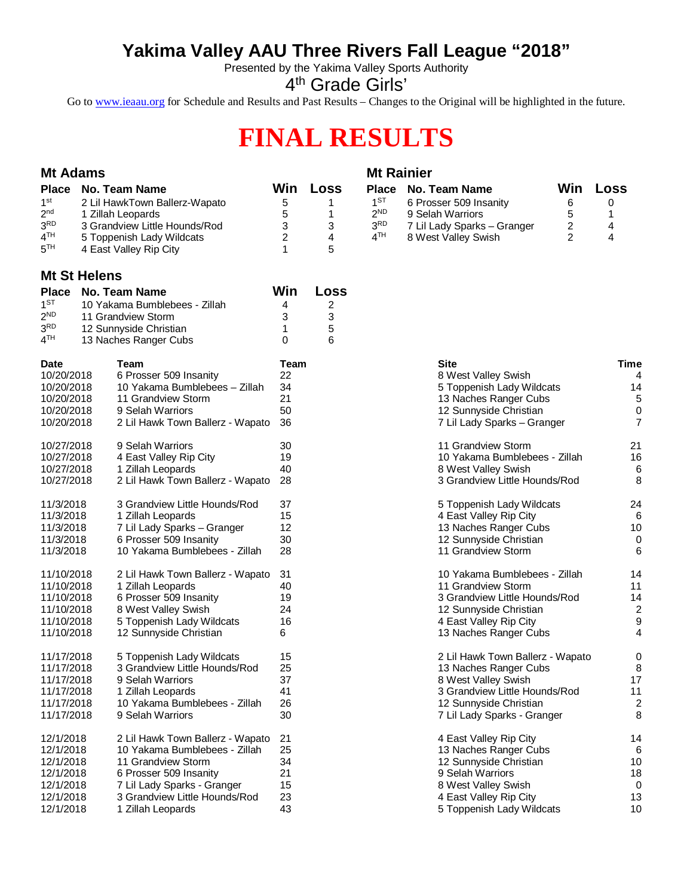# Yakima Valley AAU Three Rivers Fall League "2018"

Presented by the Yakima Valley Sports Authority

4th Grade Girls'

Go to www.ieaau.org for Schedule and Results and Past Results – Changes to the Original will be highlighted in the future.

# FINAL RESULTS

## Mt Adams

| Place | No. Team Name | Win | Loss |
|---|---|---|---|
| 1st | 2 Lil HawkTown Ballerz-Wapato | 5 | 1 |
| 2nd | 1 Zillah Leopards | 5 | 1 |
| 3RD | 3 Grandview Little Hounds/Rod | 3 | 3 |
| 4TH | 5 Toppenish Lady Wildcats | 2 | 4 |
| 5TH | 4 East Valley Rip City | 1 | 5 |

## Mt Rainier

| Place | No. Team Name | Win | Loss |
|---|---|---|---|
| 1ST | 6 Prosser 509 Insanity | 6 | 0 |
| 2ND | 9 Selah Warriors | 5 | 1 |
| 3RD | 7 Lil Lady Sparks – Granger | 2 | 4 |
| 4TH | 8 West Valley Swish | 2 | 4 |

## Mt St Helens

| Place | No. Team Name | Win | Loss |
|---|---|---|---|
| 1ST | 10 Yakama Bumblebees - Zillah | 4 | 2 |
| 2ND | 11 Grandview Storm | 3 | 3 |
| 3RD | 12 Sunnyside Christian | 1 | 5 |
| 4TH | 13 Naches Ranger Cubs | 0 | 6 |

| Date | Team | Team | Site | Time |
|---|---|---|---|---|
| 10/20/2018 | 6 Prosser 509 Insanity | 22 | 8 West Valley Swish | 4 |
| 10/20/2018 | 10 Yakama Bumblebees – Zillah | 34 | 5 Toppenish Lady Wildcats | 14 |
| 10/20/2018 | 11 Grandview Storm | 21 | 13 Naches Ranger Cubs | 5 |
| 10/20/2018 | 9 Selah Warriors | 50 | 12 Sunnyside Christian | 0 |
| 10/20/2018 | 2 Lil Hawk Town Ballerz - Wapato | 36 | 7 Lil Lady Sparks – Granger | 7 |
| 10/27/2018 | 9 Selah Warriors | 30 | 11 Grandview Storm | 21 |
| 10/27/2018 | 4 East Valley Rip City | 19 | 10 Yakama Bumblebees - Zillah | 16 |
| 10/27/2018 | 1 Zillah Leopards | 40 | 8 West Valley Swish | 6 |
| 10/27/2018 | 2 Lil Hawk Town Ballerz - Wapato | 28 | 3 Grandview Little Hounds/Rod | 8 |
| 11/3/2018 | 3 Grandview Little Hounds/Rod | 37 | 5 Toppenish Lady Wildcats | 24 |
| 11/3/2018 | 1 Zillah Leopards | 15 | 4 East Valley Rip City | 6 |
| 11/3/2018 | 7 Lil Lady Sparks – Granger | 12 | 13 Naches Ranger Cubs | 10 |
| 11/3/2018 | 6 Prosser 509 Insanity | 30 | 12 Sunnyside Christian | 0 |
| 11/3/2018 | 10 Yakama Bumblebees - Zillah | 28 | 11 Grandview Storm | 6 |
| 11/10/2018 | 2 Lil Hawk Town Ballerz - Wapato | 31 | 10 Yakama Bumblebees - Zillah | 14 |
| 11/10/2018 | 1 Zillah Leopards | 40 | 11 Grandview Storm | 11 |
| 11/10/2018 | 6 Prosser 509 Insanity | 19 | 3 Grandview Little Hounds/Rod | 14 |
| 11/10/2018 | 8 West Valley Swish | 24 | 12 Sunnyside Christian | 2 |
| 11/10/2018 | 5 Toppenish Lady Wildcats | 16 | 4 East Valley Rip City | 9 |
| 11/10/2018 | 12 Sunnyside Christian | 6 | 13 Naches Ranger Cubs | 4 |
| 11/17/2018 | 5 Toppenish Lady Wildcats | 15 | 2 Lil Hawk Town Ballerz - Wapato | 0 |
| 11/17/2018 | 3 Grandview Little Hounds/Rod | 25 | 13 Naches Ranger Cubs | 8 |
| 11/17/2018 | 9 Selah Warriors | 37 | 8 West Valley Swish | 17 |
| 11/17/2018 | 1 Zillah Leopards | 41 | 3 Grandview Little Hounds/Rod | 11 |
| 11/17/2018 | 10 Yakama Bumblebees - Zillah | 26 | 12 Sunnyside Christian | 2 |
| 11/17/2018 | 9 Selah Warriors | 30 | 7 Lil Lady Sparks - Granger | 8 |
| 12/1/2018 | 2 Lil Hawk Town Ballerz - Wapato | 21 | 4 East Valley Rip City | 14 |
| 12/1/2018 | 10 Yakama Bumblebees - Zillah | 25 | 13 Naches Ranger Cubs | 6 |
| 12/1/2018 | 11 Grandview Storm | 34 | 12 Sunnyside Christian | 10 |
| 12/1/2018 | 6 Prosser 509 Insanity | 21 | 9 Selah Warriors | 18 |
| 12/1/2018 | 7 Lil Lady Sparks - Granger | 15 | 8 West Valley Swish | 0 |
| 12/1/2018 | 3 Grandview Little Hounds/Rod | 23 | 4 East Valley Rip City | 13 |
| 12/1/2018 | 1 Zillah Leopards | 43 | 5 Toppenish Lady Wildcats | 10 |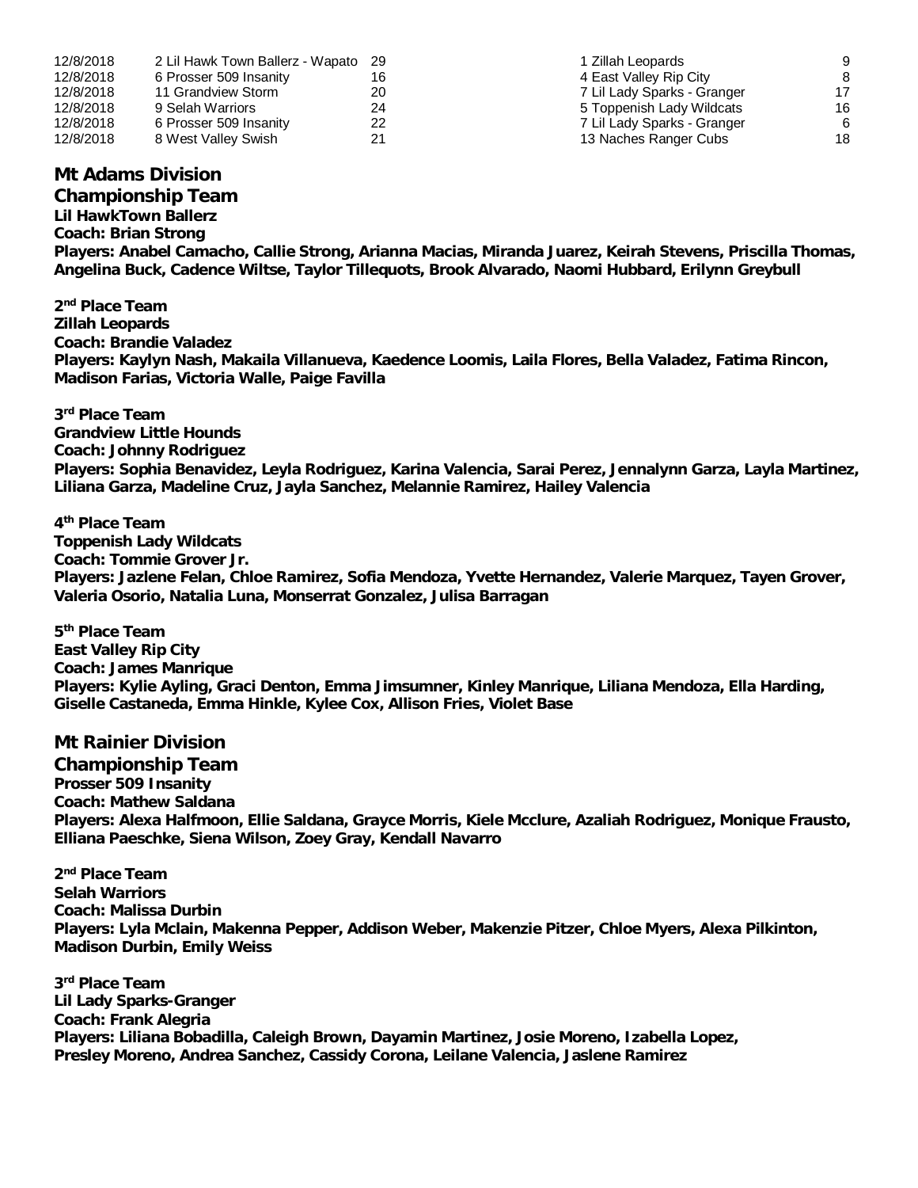| | | | | |
|---|---|---|---|---|
| 12/8/2018 | 2 Lil Hawk Town Ballerz - Wapato | 29 | 1 Zillah Leopards | 9 |
| 12/8/2018 | 6 Prosser 509 Insanity | 16 | 4 East Valley Rip City | 8 |
| 12/8/2018 | 11 Grandview Storm | 20 | 7 Lil Lady Sparks - Granger | 17 |
| 12/8/2018 | 9 Selah Warriors | 24 | 5 Toppenish Lady Wildcats | 16 |
| 12/8/2018 | 6 Prosser 509 Insanity | 22 | 7 Lil Lady Sparks - Granger | 6 |
| 12/8/2018 | 8 West Valley Swish | 21 | 13 Naches Ranger Cubs | 18 |

## Mt Adams Division

### Championship Team

**Lil HawkTown Ballerz**
**Coach: Brian Strong**
**Players: Anabel Camacho, Callie Strong, Arianna Macias, Miranda Juarez, Keirah Stevens, Priscilla Thomas, Angelina Buck, Cadence Wiltse, Taylor Tillequots, Brook Alvarado, Naomi Hubbard, Erilynn Greybull**

**2nd Place Team**
**Zillah Leopards**
**Coach: Brandie Valadez**
**Players: Kaylyn Nash, Makaila Villanueva, Kaedence Loomis, Laila Flores, Bella Valadez, Fatima Rincon, Madison Farias, Victoria Walle, Paige Favilla**

**3rd Place Team**
**Grandview Little Hounds**
**Coach: Johnny Rodriguez**
**Players: Sophia Benavidez, Leyla Rodriguez, Karina Valencia, Sarai Perez, Jennalynn Garza, Layla Martinez, Liliana Garza, Madeline Cruz, Jayla Sanchez, Melannie Ramirez, Hailey Valencia**

**4th Place Team**
**Toppenish Lady Wildcats**
**Coach: Tommie Grover Jr.**
**Players: Jazlene Felan, Chloe Ramirez, Sofia Mendoza, Yvette Hernandez, Valerie Marquez, Tayen Grover, Valeria Osorio, Natalia Luna, Monserrat Gonzalez, Julisa Barragan**

**5th Place Team**
**East Valley Rip City**
**Coach: James Manrique**
**Players: Kylie Ayling, Graci Denton, Emma Jimsumner, Kinley Manrique, Liliana Mendoza, Ella Harding, Giselle Castaneda, Emma Hinkle, Kylee Cox, Allison Fries, Violet Base**

## Mt Rainier Division

### Championship Team

**Prosser 509 Insanity**
**Coach: Mathew Saldana**
**Players: Alexa Halfmoon, Ellie Saldana, Grayce Morris, Kiele Mcclure, Azaliah Rodriguez, Monique Frausto, Elliana Paeschke, Siena Wilson, Zoey Gray, Kendall Navarro**

**2nd Place Team**
**Selah Warriors**
**Coach: Malissa Durbin**
**Players: Lyla Mclain, Makenna Pepper, Addison Weber, Makenzie Pitzer, Chloe Myers, Alexa Pilkinton, Madison Durbin, Emily Weiss**

**3rd Place Team**
**Lil Lady Sparks-Granger**
**Coach: Frank Alegria**
**Players: Liliana Bobadilla, Caleigh Brown, Dayamin Martinez, Josie Moreno, Izabella Lopez, Presley Moreno, Andrea Sanchez, Cassidy Corona, Leilane Valencia, Jaslene Ramirez**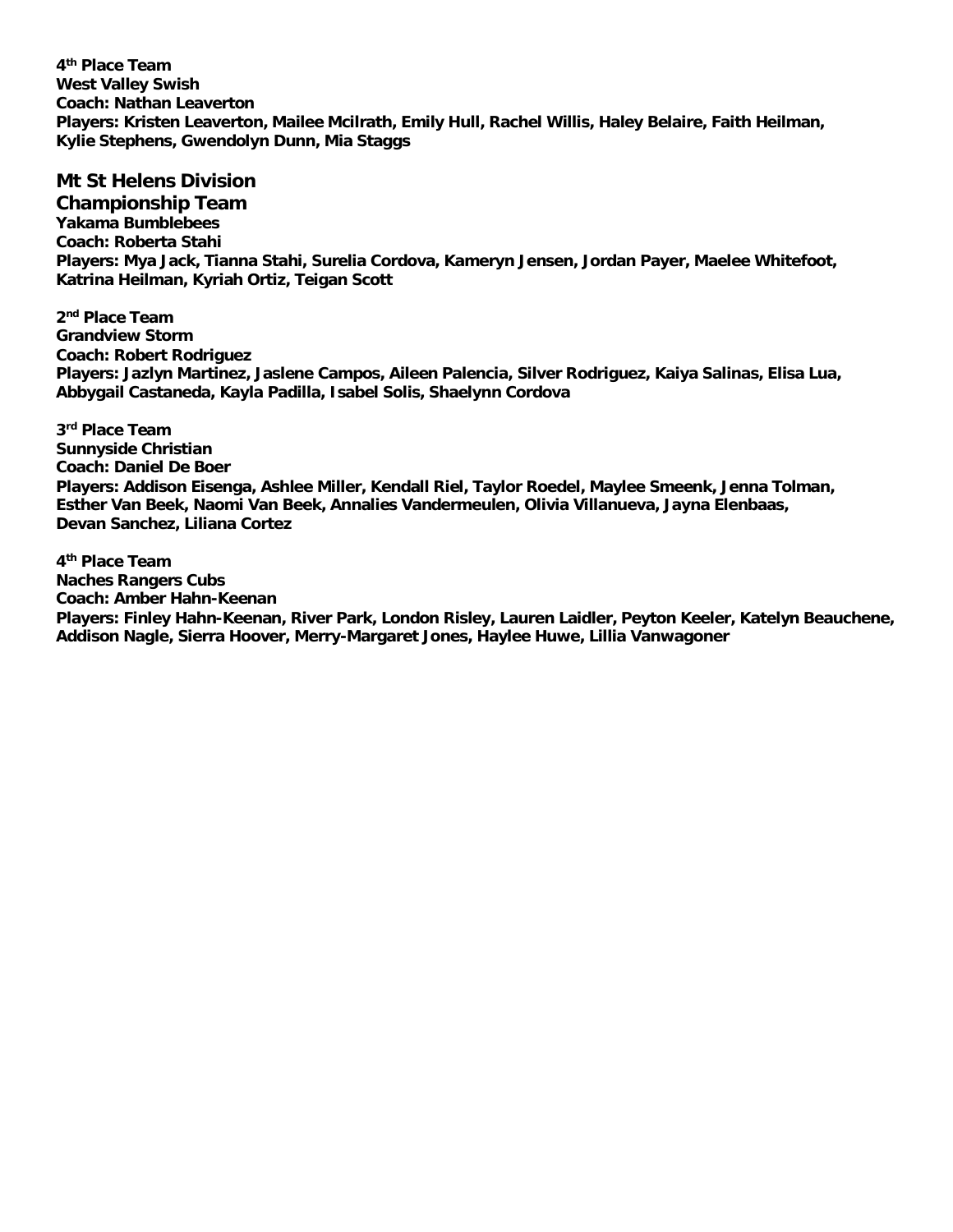**4th Place Team**
**West Valley Swish**
**Coach: Nathan Leaverton**
**Players: Kristen Leaverton, Mailee Mcilrath, Emily Hull, Rachel Willis, Haley Belaire, Faith Heilman, Kylie Stephens, Gwendolyn Dunn, Mia Staggs**

## Mt St Helens Division

### Championship Team

**Yakama Bumblebees**
**Coach: Roberta Stahi**
**Players: Mya Jack, Tianna Stahi, Surelia Cordova, Kameryn Jensen, Jordan Payer, Maelee Whitefoot, Katrina Heilman, Kyriah Ortiz, Teigan Scott**

**2nd Place Team**
**Grandview Storm**
**Coach: Robert Rodriguez**
**Players: Jazlyn Martinez, Jaslene Campos, Aileen Palencia, Silver Rodriguez, Kaiya Salinas, Elisa Lua, Abbygail Castaneda, Kayla Padilla, Isabel Solis, Shaelynn Cordova**

**3rd Place Team**
**Sunnyside Christian**
**Coach: Daniel De Boer**
**Players: Addison Eisenga, Ashlee Miller, Kendall Riel, Taylor Roedel, Maylee Smeenk, Jenna Tolman, Esther Van Beek, Naomi Van Beek, Annalies Vandermeulen, Olivia Villanueva, Jayna Elenbaas, Devan Sanchez, Liliana Cortez**

**4th Place Team**
**Naches Rangers Cubs**
**Coach: Amber Hahn-Keenan**
**Players: Finley Hahn-Keenan, River Park, London Risley, Lauren Laidler, Peyton Keeler, Katelyn Beauchene, Addison Nagle, Sierra Hoover, Merry-Margaret Jones, Haylee Huwe, Lillia Vanwagoner**